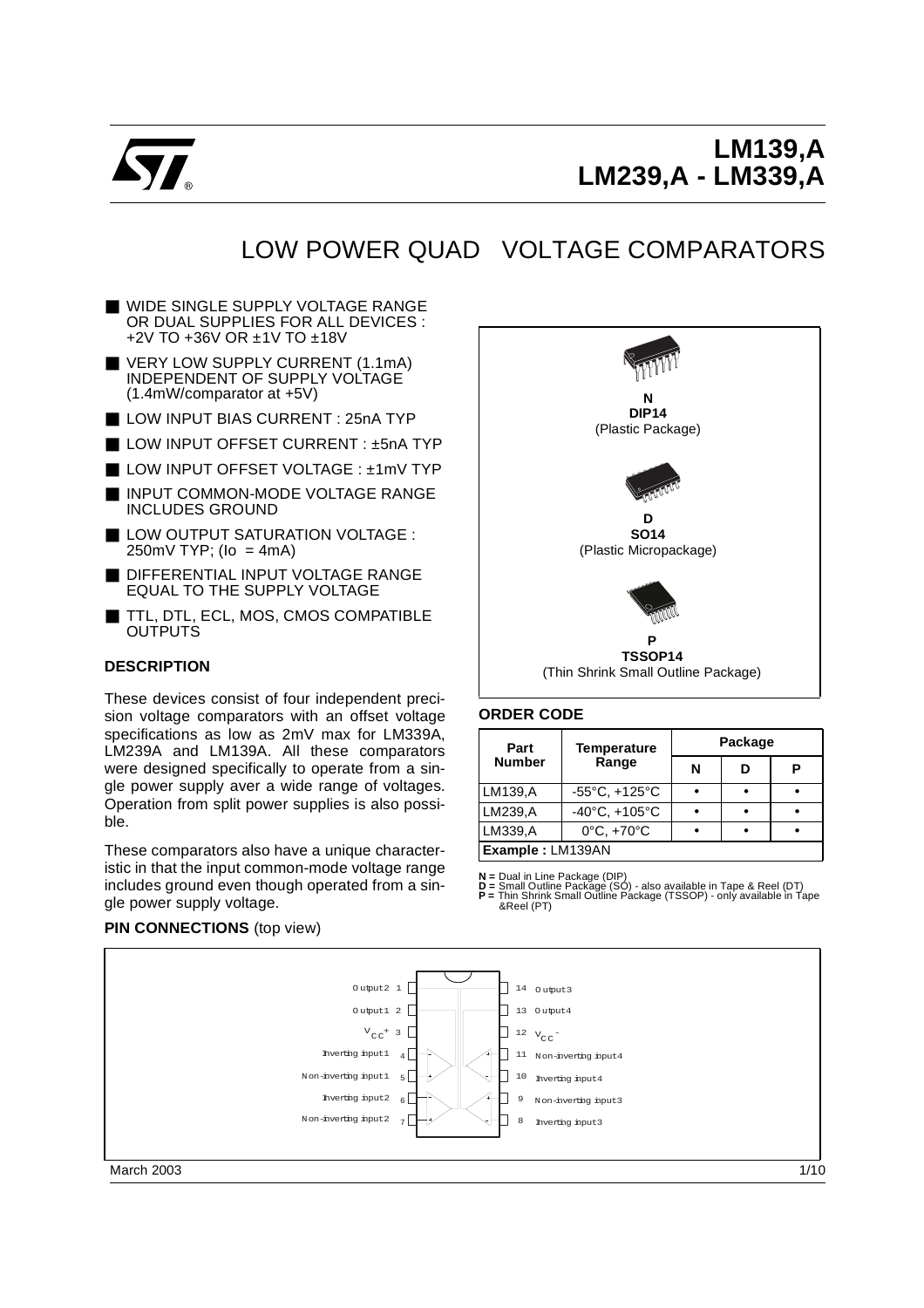# LM139,A LM239,A - LM339,A

## LOW POWER QUAD VOLTAGE COMPARATORS

- WIDE SINGLE SUPPLY VOLTAGE RANGE OR DUAL SUPPLIES FOR ALL DEVICES : +2V TO +36V OR ±1V TO ±18V
- VERY LOW SUPPLY CURRENT (1.1mA) INDEPENDENT OF SUPPLY VOLTAGE (1.4mW/comparator at +5V)
- LOW INPUT BIAS CURRENT : 25nA TYP
- LOW INPUT OFFSET CURRENT : ±5nA TYP
- LOW INPUT OFFSET VOLTAGE : ±1mV TYP
- INPUT COMMON-MODE VOLTAGE RANGE INCLUDES GROUND
- LOW OUTPUT SATURATION VOLTAGE : 250mV TYP; (Io = 4mA)
- DIFFERENTIAL INPUT VOLTAGE RANGE EQUAL TO THE SUPPLY VOLTAGE
- TTL, DTL, ECL, MOS, CMOS COMPATIBLE OUTPUTS

**N**
**DIP14**
(Plastic Package)

**D**
**SO14**
(Plastic Micropackage)

**P**
**TSSOP14**
(Thin Shrink Small Outline Package)

### DESCRIPTION

These devices consist of four independent precision voltage comparators with an offset voltage specifications as low as 2mV max for LM339A, LM239A and LM139A. All these comparators were designed specifically to operate from a single power supply aver a wide range of voltages. Operation from split power supplies is also possible.

These comparators also have a unique characteristic in that the input common-mode voltage range includes ground even though operated from a single power supply voltage.

### ORDER CODE

| Part Number | Temperature Range | Package | | |
|---|---|---|---|---|
| | | N | D | P |
| LM139,A | -55°C, +125°C | • | • | • |
| LM239,A | -40°C, +105°C | • | • | • |
| LM339,A | 0°C, +70°C | • | • | • |
| **Example :** LM139AN | | | | |

**N =** Dual in Line Package (DIP)
**D =** Small Outline Package (SO) - also available in Tape & Reel (DT)
**P =** Thin Shrink Small Outline Package (TSSOP) - only available in Tape &Reel (PT)

### PIN CONNECTIONS (top view)

| Pin | Function | Pin | Function |
|---|---|---|---|
| 1 | Output2 | 14 | Output3 |
| 2 | Output1 | 13 | Output4 |
| 3 | $V_{CC}^{+}$ | 12 | $V_{CC}^{-}$ |
| 4 | Inverting input1 | 11 | Non-inverting input4 |
| 5 | Non-inverting input1 | 10 | Inverting input4 |
| 6 | Inverting input2 | 9 | Non-inverting input3 |
| 7 | Non-inverting input2 | 8 | Inverting input3 |

March 2003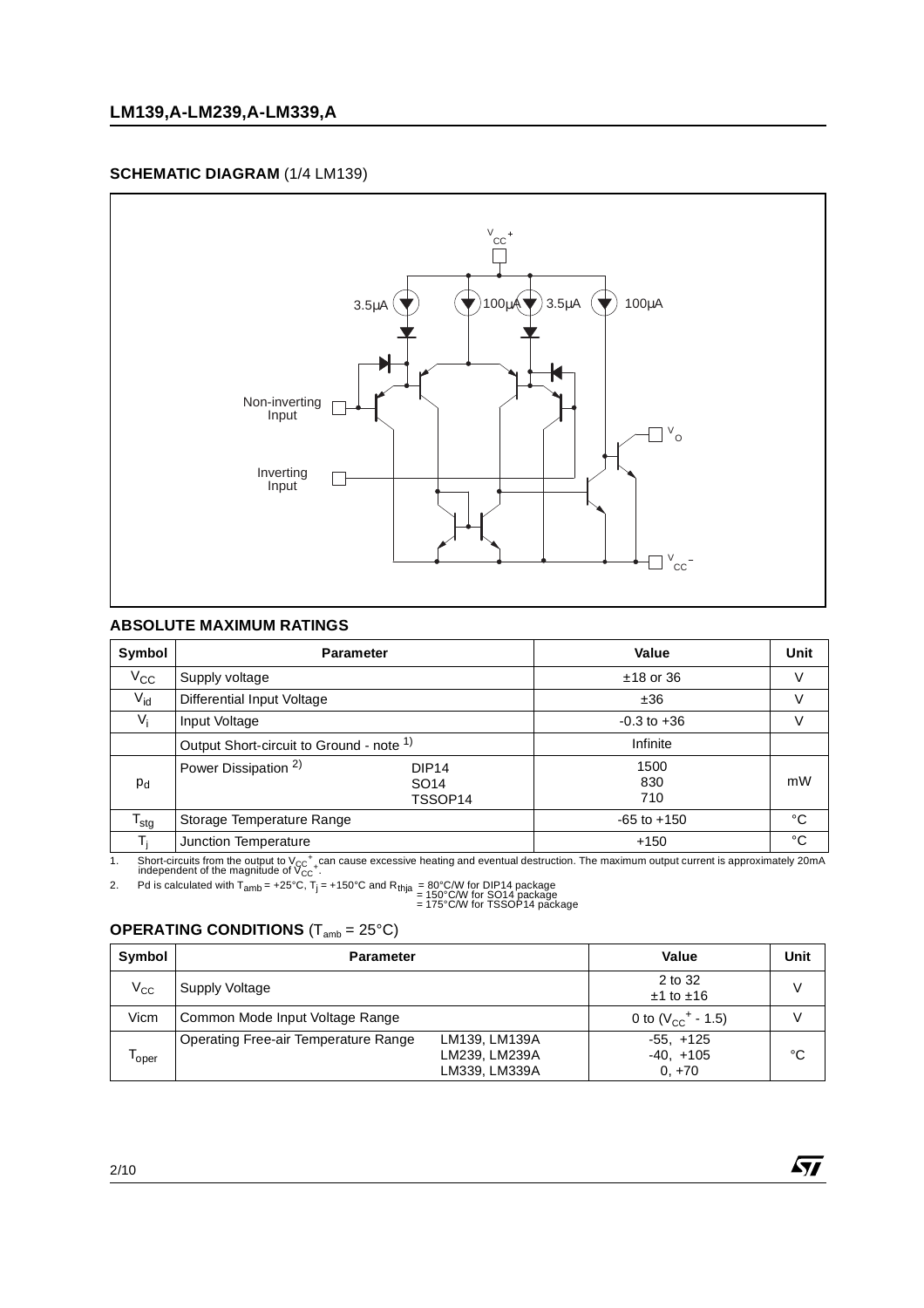## SCHEMATIC DIAGRAM (1/4 LM139)

## ABSOLUTE MAXIMUM RATINGS

| Symbol | Parameter | | Value | Unit |
|---|---|---|---|---|
| $V_{CC}$ | Supply voltage | | ±18 or 36 | V |
| $V_{id}$ | Differential Input Voltage | | ±36 | V |
| $V_i$ | Input Voltage | | -0.3 to +36 | V |
| | Output Short-circuit to Ground - note [1] | | Infinite | |
| $p_d$ | Power Dissipation [2] | DIP14<br>SO14<br>TSSOP14 | 1500<br>830<br>710 | mW |
| $T_{stg}$ | Storage Temperature Range | | -65 to +150 | °C |
| $T_j$ | Junction Temperature | | +150 | °C |

1. Short-circuits from the output to $V_{CC}^+$ can cause excessive heating and eventual destruction. The maximum output current is approximately 20mA independent of the magnitude of $V_{CC}^+$.
2. Pd is calculated with $T_{amb}$ = +25°C, $T_j$ = +150°C and $R_{thja}$ = 80°C/W for DIP14 package = 150°C/W for SO14 package = 175°C/W for TSSOP14 package

## OPERATING CONDITIONS ($T_{amb}$ = 25°C)

| Symbol | Parameter | | Value | Unit |
|---|---|---|---|---|
| $V_{CC}$ | Supply Voltage | | 2 to 32<br>±1 to ±16 | V |
| Vicm | Common Mode Input Voltage Range | | 0 to ($V_{CC}^+$ - 1.5) | V |
| $T_{oper}$ | Operating Free-air Temperature Range | LM139, LM139A<br>LM239, LM239A<br>LM339, LM339A | -55, +125<br>-40, +105<br>0, +70 | °C |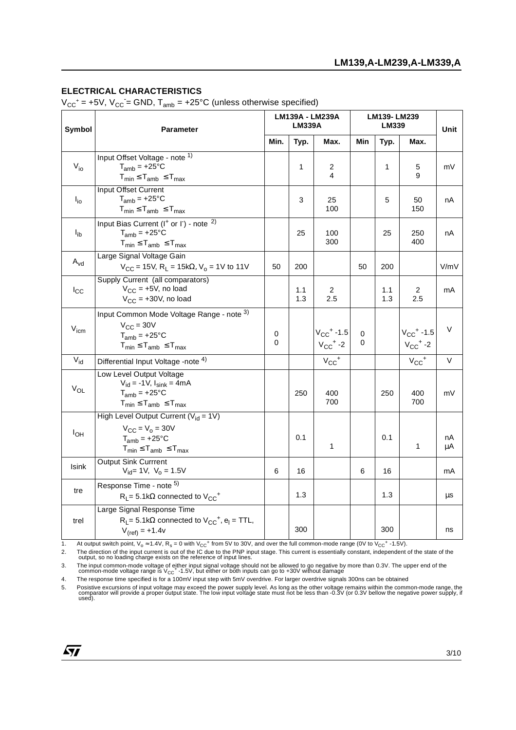## ELECTRICAL CHARACTERISTICS

$V_{CC}^{+} = +5V$, $V_{CC}^{-}$= GND, $T_{amb} = +25°C$ (unless otherwise specified)

| Symbol | Parameter | LM139A - LM239A LM339A | | | LM139- LM239 LM339 | | | Unit |
|---|---|---|---|---|---|---|---|---|
| | | Min. | Typ. | Max. | Min | Typ. | Max. | |
| $V_{io}$ | Input Offset Voltage - note 1)<br>$T_{amb} = +25°C$<br>$T_{min} \le T_{amb} \le T_{max}$ | | 1 | 2<br>4 | | 1 | 5<br>9 | mV |
| $I_{io}$ | Input Offset Current<br>$T_{amb} = +25°C$<br>$T_{min} \le T_{amb} \le T_{max}$ | | 3 | 25<br>100 | | 5 | 50<br>150 | nA |
| $I_{ib}$ | Input Bias Current ($I^{+}$ or $I^{-}$) - note 2)<br>$T_{amb} = +25°C$<br>$T_{min} \le T_{amb} \le T_{max}$ | | 25 | 100<br>300 | | 25 | 250<br>400 | nA |
| $A_{vd}$ | Large Signal Voltage Gain<br>$V_{CC} = 15V$, $R_L = 15k\Omega$, $V_o = 1V$ to $11V$ | 50 | 200 | | 50 | 200 | | V/mV |
| $I_{CC}$ | Supply Current (all comparators)<br>$V_{CC} = +5V$, no load<br>$V_{CC} = +30V$, no load | | 1.1<br>1.3 | 2<br>2.5 | | 1.1<br>1.3 | 2<br>2.5 | mA |
| $V_{icm}$ | Input Common Mode Voltage Range - note 3)<br>$V_{CC} = 30V$<br>$T_{amb} = +25°C$<br>$T_{min} \le T_{amb} \le T_{max}$ | 0<br>0 | | $V_{CC}^{+}$ -1.5<br>$V_{CC}^{+}$ -2 | 0<br>0 | | $V_{CC}^{+}$ -1.5<br>$V_{CC}^{+}$ -2 | V |
| $V_{id}$ | Differential Input Voltage -note 4) | | | $V_{CC}^{+}$ | | | $V_{CC}^{+}$ | V |
| $V_{OL}$ | Low Level Output Voltage<br>$V_{id} = -1V$, $I_{sink} = 4mA$<br>$T_{amb} = +25°C$<br>$T_{min} \le T_{amb} \le T_{max}$ | | 250 | 400<br>700 | | 250 | 400<br>700 | mV |
| $I_{OH}$ | High Level Output Current ($V_{id} = 1V$)<br>$V_{CC} = V_o = 30V$<br>$T_{amb} = +25°C$<br>$T_{min} \le T_{amb} \le T_{max}$ | | 0.1 | <br>1 | | 0.1 | <br>1 | nA<br>µA |
| Isink | Output Sink Currrent<br>$V_{id}$= 1V, $V_o = 1.5V$ | 6 | 16 | | 6 | 16 | | mA |
| tre | Response Time - note 5)<br>$R_L$= 5.1kΩ connected to $V_{CC}^{+}$ | | 1.3 | | | 1.3 | | µs |
| trel | Large Signal Response Time<br>$R_L$= 5.1kΩ connected to $V_{CC}^{+}$, $e_I$ = TTL,<br>$V_{(ref)} = +1.4v$ | | 300 | | | 300 | | ns |

1. At output switch point, $V_o \approx 1.4V$, $R_s = 0$ with $V_{CC}^{+}$ from 5V to 30V, and over the full common-mode range (0V to $V_{CC}^{+}$ -1.5V).
2. The direction of the input current is out of the IC due to the PNP input stage. This current is essentially constant, independent of the state of the output, so no loading charge exists on the reference of input lines.
3. The input common-mode voltage of either input signal voltage should not be allowed to go negative by more than 0.3V. The upper end of the common-mode voltage range is $V_{CC}^{+}$ -1.5V, but either or both inputs can go to +30V without damage
4. The response time specified is for a 100mV input step with 5mV overdrive. For larger overdrive signals 300ns can be obtained
5. Posistive excursions of input voltage may exceed the power supply level. As long as the other voltage remains within the common-mode range, the comparator will provide a proper output state. The low input voltage state must not be less than -0.3V (or 0.3V bellow the negative power supply, if used).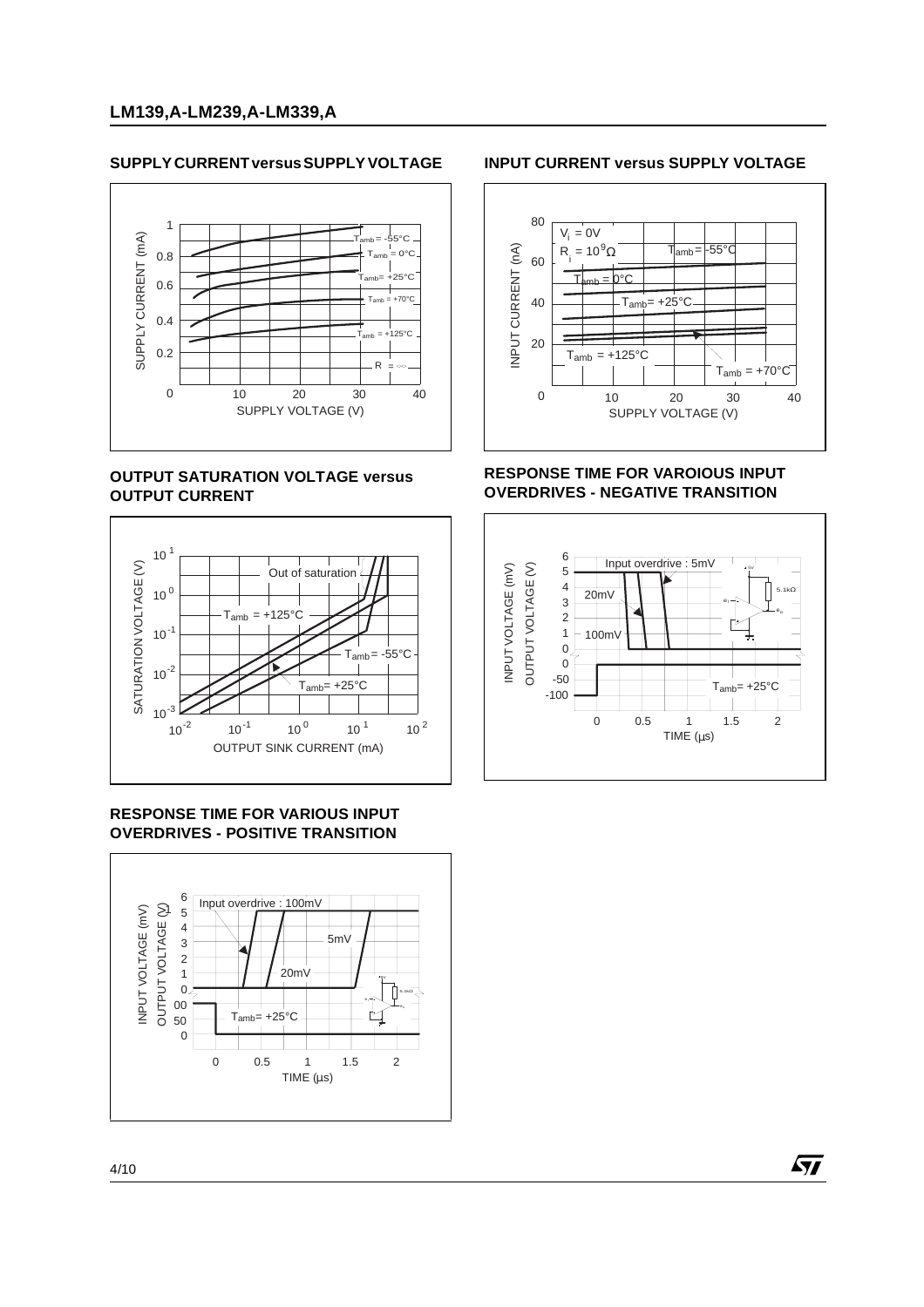## SUPPLY CURRENT versus SUPPLY VOLTAGE

## INPUT CURRENT versus SUPPLY VOLTAGE

## OUTPUT SATURATION VOLTAGE versus OUTPUT CURRENT

## RESPONSE TIME FOR VAROIOUS INPUT OVERDRIVES - NEGATIVE TRANSITION

## RESPONSE TIME FOR VARIOUS INPUT OVERDRIVES - POSITIVE TRANSITION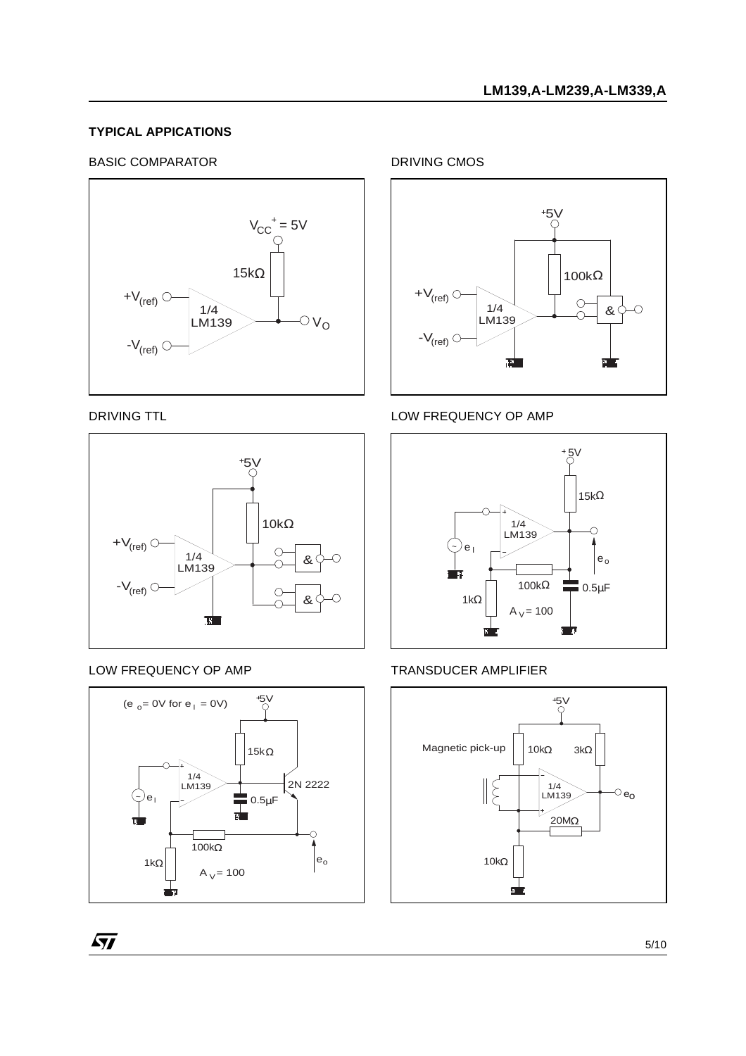### TYPICAL APPICATIONS

BASIC COMPARATOR

$V_{CC}^{+} = 5V$

15kΩ

$+V_{(ref)}$

1/4 LM139

$V_O$

$-V_{(ref)}$

DRIVING CMOS

+5V

100kΩ

$+V_{(ref)}$

1/4 LM139

&

$-V_{(ref)}$

DRIVING TTL

+5V

10kΩ

$+V_{(ref)}$

1/4 LM139

&

&

$-V_{(ref)}$

LOW FREQUENCY OP AMP

+5V

15kΩ

1/4 LM139

$e_I$

$e_o$

100kΩ

0.5µF

1kΩ

$A_V = 100$

LOW FREQUENCY OP AMP

($e_o$ = 0V for $e_I$ = 0V)

+5V

15kΩ

1/4 LM139

2N 2222

$e_I$

0.5µF

100kΩ

$e_o$

1kΩ

$A_V = 100$

TRANSDUCER AMPLIFIER

+5V

Magnetic pick-up

10kΩ

3kΩ

1/4 LM139

$e_O$

20MΩ

10kΩ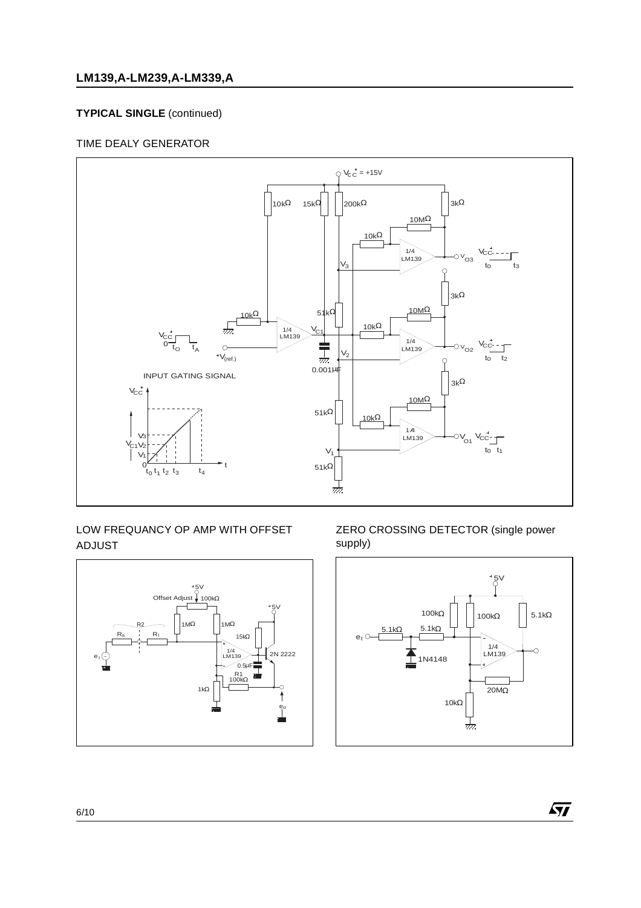**TYPICAL SINGLE** (continued)

TIME DEALY GENERATOR

LOW FREQUANCY OP AMP WITH OFFSET ADJUST

ZERO CROSSING DETECTOR (single power supply)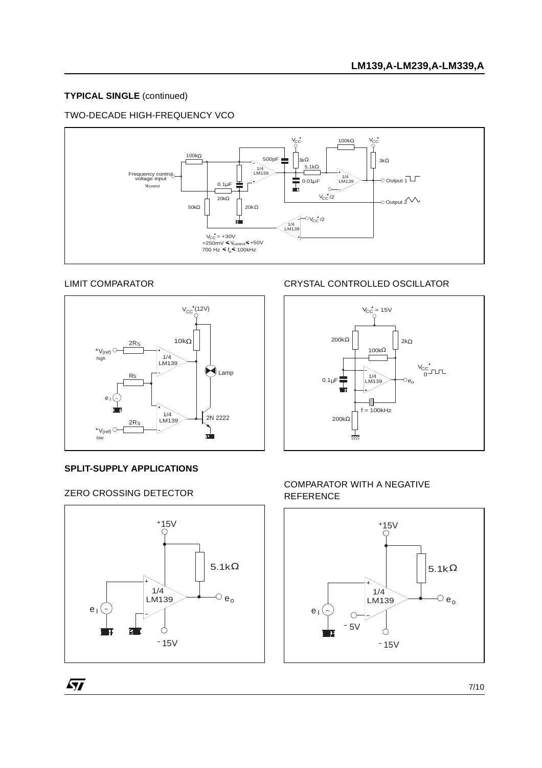## TYPICAL SINGLE (continued)

### TWO-DECADE HIGH-FREQUENCY VCO

$V_{CC}^{+} = +30V$
$+250mV \le V_{control} \le +50V$
$700\ Hz \le f_o \le 100kHz$

### LIMIT COMPARATOR

### CRYSTAL CONTROLLED OSCILLATOR

## SPLIT-SUPPLY APPLICATIONS

### ZERO CROSSING DETECTOR

### COMPARATOR WITH A NEGATIVE REFERENCE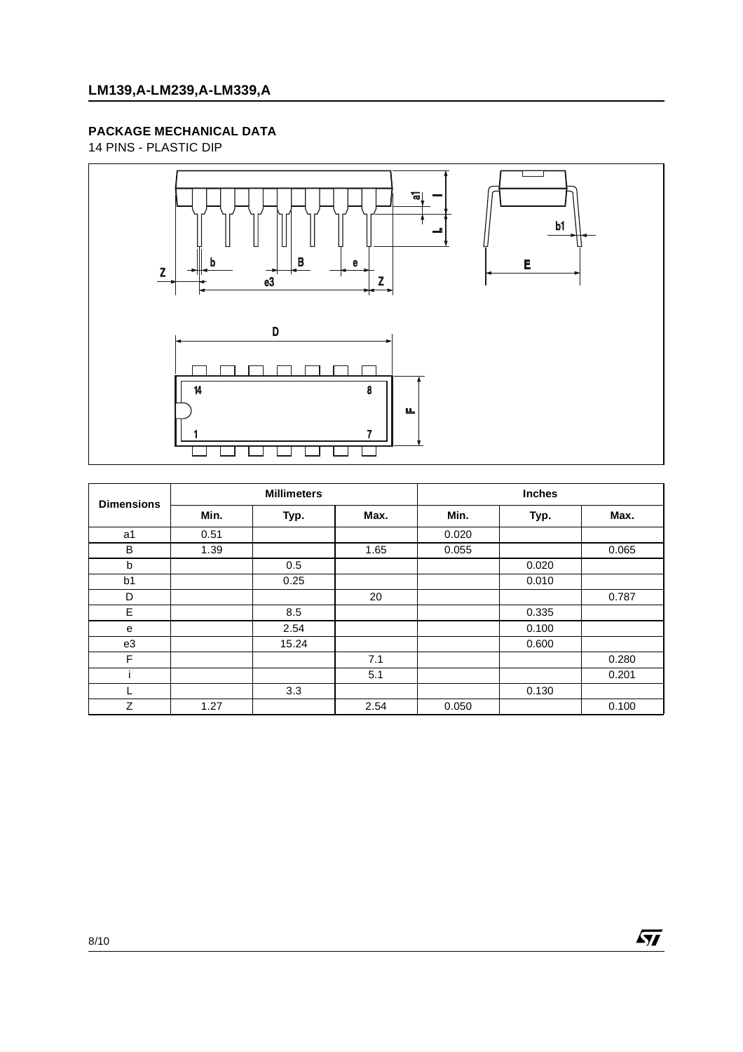## PACKAGE MECHANICAL DATA

14 PINS - PLASTIC DIP

| Dimensions | Millimeters | | | Inches | | |
|---|---|---|---|---|---|---|
| | Min. | Typ. | Max. | Min. | Typ. | Max. |
| a1 | 0.51 | | | 0.020 | | |
| B | 1.39 | | 1.65 | 0.055 | | 0.065 |
| b | | 0.5 | | | 0.020 | |
| b1 | | 0.25 | | | 0.010 | |
| D | | | 20 | | | 0.787 |
| E | | 8.5 | | | 0.335 | |
| e | | 2.54 | | | 0.100 | |
| e3 | | 15.24 | | | 0.600 | |
| F | | | 7.1 | | | 0.280 |
| i | | | 5.1 | | | 0.201 |
| L | | 3.3 | | | 0.130 | |
| Z | 1.27 | | 2.54 | 0.050 | | 0.100 |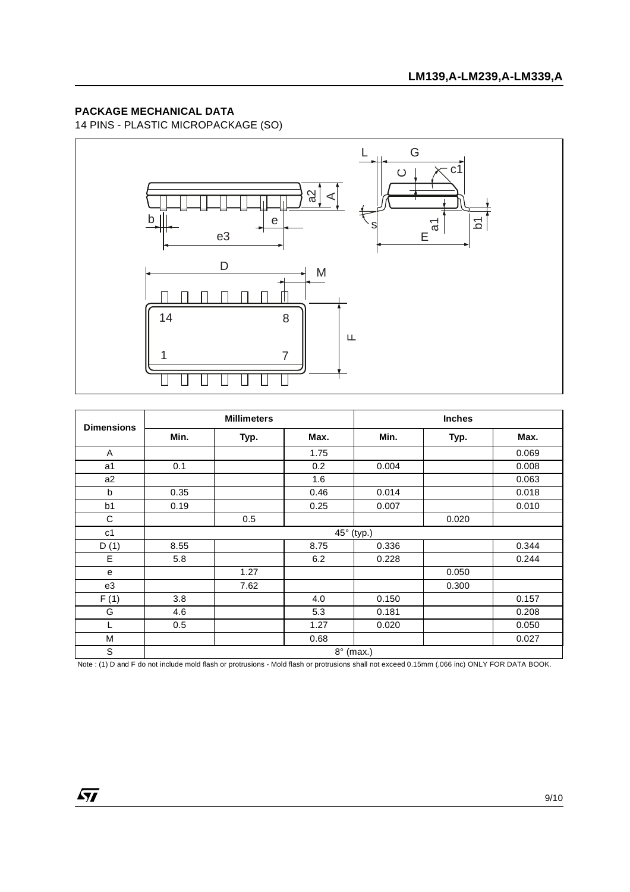## PACKAGE MECHANICAL DATA

14 PINS - PLASTIC MICROPACKAGE (SO)

| Dimensions | Millimeters | | | Inches | | |
|---|---|---|---|---|---|---|
| | Min. | Typ. | Max. | Min. | Typ. | Max. |
| A | | | 1.75 | | | 0.069 |
| a1 | 0.1 | | 0.2 | 0.004 | | 0.008 |
| a2 | | | 1.6 | | | 0.063 |
| b | 0.35 | | 0.46 | 0.014 | | 0.018 |
| b1 | 0.19 | | 0.25 | 0.007 | | 0.010 |
| C | | 0.5 | | | 0.020 | |
| c1 | 45° (typ.) | | | | | |
| D (1) | 8.55 | | 8.75 | 0.336 | | 0.344 |
| E | 5.8 | | 6.2 | 0.228 | | 0.244 |
| e | | 1.27 | | | 0.050 | |
| e3 | | 7.62 | | | 0.300 | |
| F (1) | 3.8 | | 4.0 | 0.150 | | 0.157 |
| G | 4.6 | | 5.3 | 0.181 | | 0.208 |
| L | 0.5 | | 1.27 | 0.020 | | 0.050 |
| M | | | 0.68 | | | 0.027 |
| S | 8° (max.) | | | | | |

Note : (1) D and F do not include mold flash or protrusions - Mold flash or protrusions shall not exceed 0.15mm (.066 inc) ONLY FOR DATA BOOK.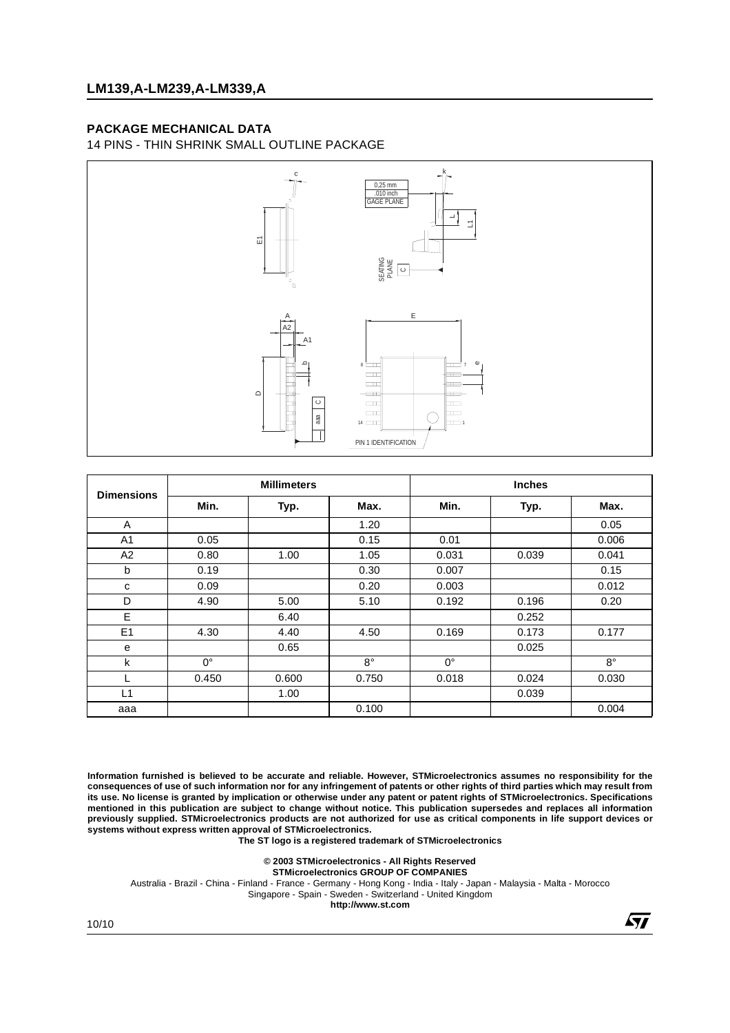## PACKAGE MECHANICAL DATA

14 PINS - THIN SHRINK SMALL OUTLINE PACKAGE

c
k
0,25 mm
.010 inch
GAGE PLANE
L
L1
E1
SEATING PLANE
C
A
A2
A1
E
b
e
D
aaa
C
8
7
14
1
PIN 1 IDENTIFICATION

| Dimensions | Millimeters | | | Inches | | |
|---|---|---|---|---|---|---|
| | Min. | Typ. | Max. | Min. | Typ. | Max. |
| A | | | 1.20 | | | 0.05 |
| A1 | 0.05 | | 0.15 | 0.01 | | 0.006 |
| A2 | 0.80 | 1.00 | 1.05 | 0.031 | 0.039 | 0.041 |
| b | 0.19 | | 0.30 | 0.007 | | 0.15 |
| c | 0.09 | | 0.20 | 0.003 | | 0.012 |
| D | 4.90 | 5.00 | 5.10 | 0.192 | 0.196 | 0.20 |
| E | | 6.40 | | | 0.252 | |
| E1 | 4.30 | 4.40 | 4.50 | 0.169 | 0.173 | 0.177 |
| e | | 0.65 | | | 0.025 | |
| k | 0° | | 8° | 0° | | 8° |
| L | 0.450 | 0.600 | 0.750 | 0.018 | 0.024 | 0.030 |
| L1 | | 1.00 | | | 0.039 | |
| aaa | | | 0.100 | | | 0.004 |

**Information furnished is believed to be accurate and reliable. However, STMicroelectronics assumes no responsibility for the consequences of use of such information nor for any infringement of patents or other rights of third parties which may result from its use. No license is granted by implication or otherwise under any patent or patent rights of STMicroelectronics. Specifications mentioned in this publication are subject to change without notice. This publication supersedes and replaces all information previously supplied. STMicroelectronics products are not authorized for use as critical components in life support devices or systems without express written approval of STMicroelectronics.**

**The ST logo is a registered trademark of STMicroelectronics**

**© 2003 STMicroelectronics - All Rights Reserved**

**STMicroelectronics GROUP OF COMPANIES**

Australia - Brazil - China - Finland - France - Germany - Hong Kong - India - Italy - Japan - Malaysia - Malta - Morocco
Singapore - Spain - Sweden - Switzerland - United Kingdom

**http://www.st.com**